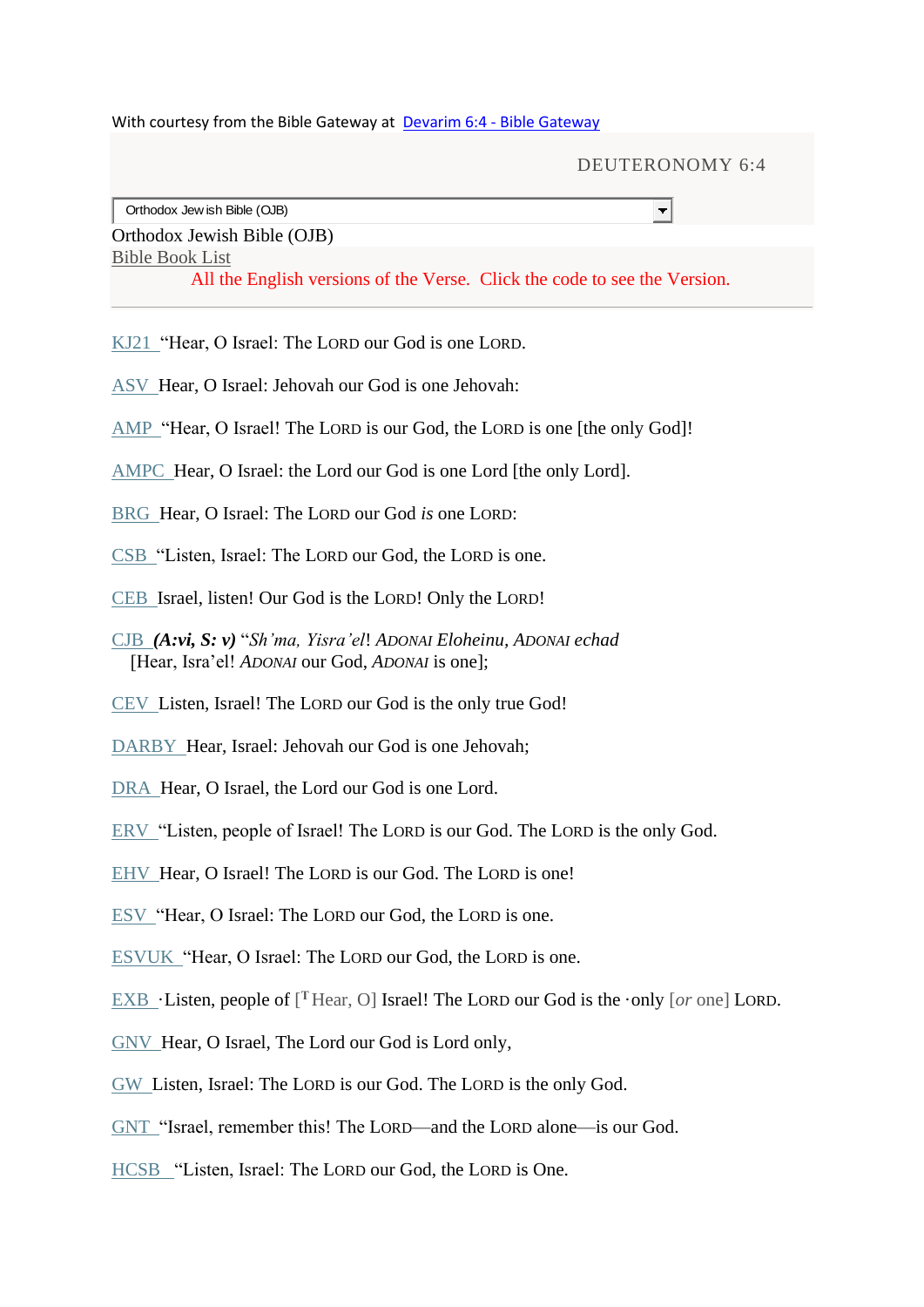With courtesy from the Bible Gateway at [Devarim 6:4 - Bible Gateway]

DEUTERONOMY 6:4

Orthodox Jewish Bible (OJB)

Orthodox Jewish Bible (OJB)

Bible Book List

All the English versions of the Verse. Click the code to see the Version.

---

KJ21 "Hear, O Israel: The LORD our God is one LORD.

ASV Hear, O Israel: Jehovah our God is one Jehovah:

AMP "Hear, O Israel! The LORD is our God, the LORD is one [the only God]!

AMPC Hear, O Israel: the Lord our God is one Lord [the only Lord].

BRG Hear, O Israel: The LORD our God *is* one LORD:

CSB "Listen, Israel: The LORD our God, the LORD is one.

CEB Israel, listen! Our God is the LORD! Only the LORD!

CJB ***(A:vi, S: v)*** "*Sh'ma, Yisra'el*! *ADONAI Eloheinu*, *ADONAI echad*
[Hear, Isra'el! *ADONAI* our God, *ADONAI* is one];

CEV Listen, Israel! The LORD our God is the only true God!

DARBY Hear, Israel: Jehovah our God is one Jehovah;

DRA Hear, O Israel, the Lord our God is one Lord.

ERV "Listen, people of Israel! The LORD is our God. The LORD is the only God.

EHV Hear, O Israel! The LORD is our God. The LORD is one!

ESV "Hear, O Israel: The LORD our God, the LORD is one.

ESVUK "Hear, O Israel: The LORD our God, the LORD is one.

EXB ·Listen, people of [T Hear, O] Israel! The LORD our God is the ·only [*or* one] LORD.

GNV Hear, O Israel, The Lord our God is Lord only,

GW Listen, Israel: The LORD is our God. The LORD is the only God.

GNT "Israel, remember this! The LORD—and the LORD alone—is our God.

HCSB "Listen, Israel: The LORD our God, the LORD is One.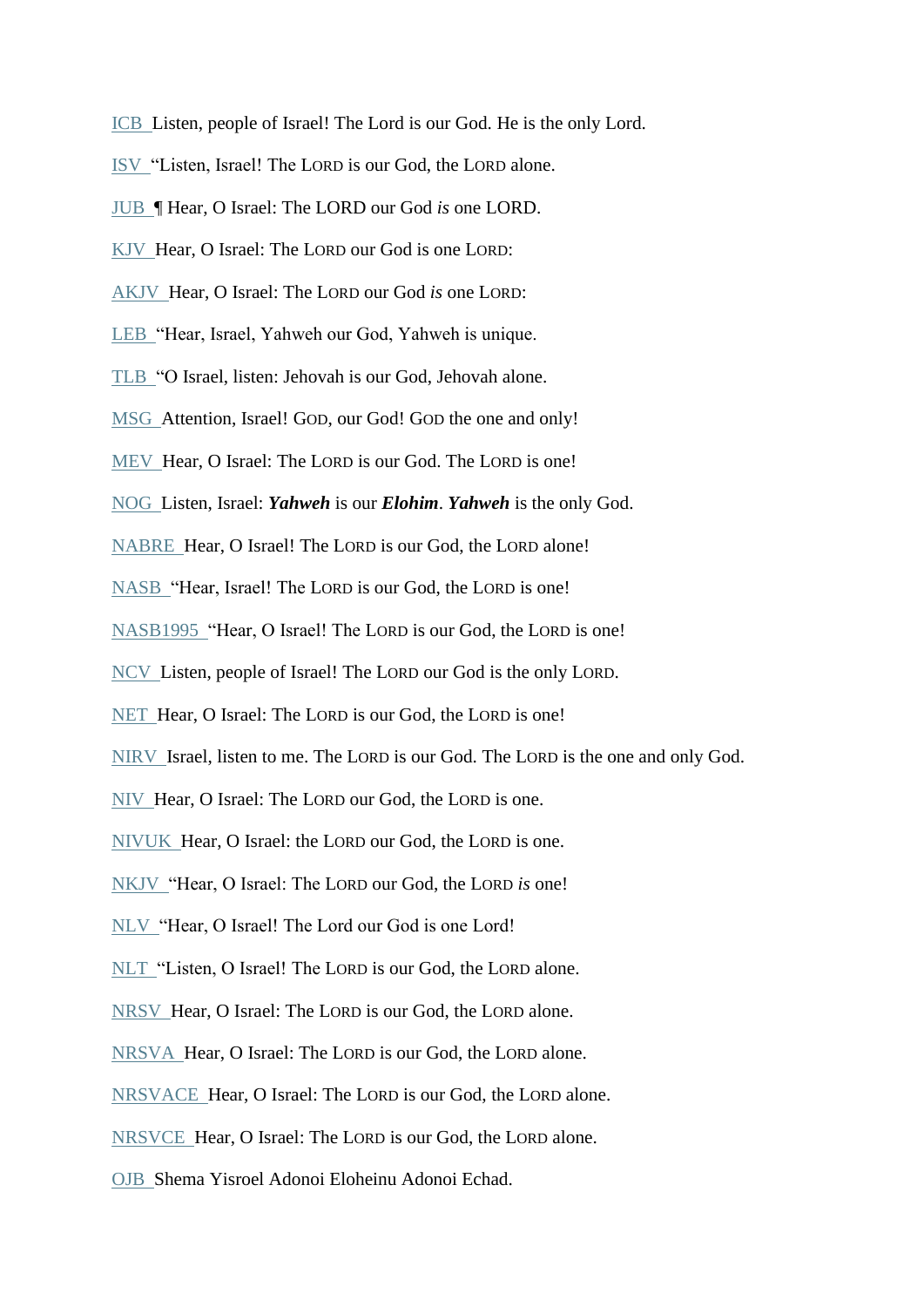ICB Listen, people of Israel! The Lord is our God. He is the only Lord.

ISV “Listen, Israel! The LORD is our God, the LORD alone.

JUB ¶ Hear, O Israel: The LORD our God *is* one LORD.

KJV Hear, O Israel: The LORD our God is one LORD:

AKJV Hear, O Israel: The LORD our God *is* one LORD:

LEB “Hear, Israel, Yahweh our God, Yahweh is unique.

TLB “O Israel, listen: Jehovah is our God, Jehovah alone.

MSG Attention, Israel! GOD, our God! GOD the one and only!

MEV Hear, O Israel: The LORD is our God. The LORD is one!

NOG Listen, Israel: ***Yahweh*** is our ***Elohim***. ***Yahweh*** is the only God.

NABRE Hear, O Israel! The LORD is our God, the LORD alone!

NASB “Hear, Israel! The LORD is our God, the LORD is one!

NASB1995 “Hear, O Israel! The LORD is our God, the LORD is one!

NCV Listen, people of Israel! The LORD our God is the only LORD.

NET Hear, O Israel: The LORD is our God, the LORD is one!

NIRV Israel, listen to me. The LORD is our God. The LORD is the one and only God.

NIV Hear, O Israel: The LORD our God, the LORD is one.

NIVUK Hear, O Israel: the LORD our God, the LORD is one.

NKJV “Hear, O Israel: The LORD our God, the LORD *is* one!

NLV “Hear, O Israel! The Lord our God is one Lord!

NLT “Listen, O Israel! The LORD is our God, the LORD alone.

NRSV Hear, O Israel: The LORD is our God, the LORD alone.

NRSVA Hear, O Israel: The LORD is our God, the LORD alone.

NRSVACE Hear, O Israel: The LORD is our God, the LORD alone.

NRSVCE Hear, O Israel: The LORD is our God, the LORD alone.

OJB Shema Yisroel Adonoi Eloheinu Adonoi Echad.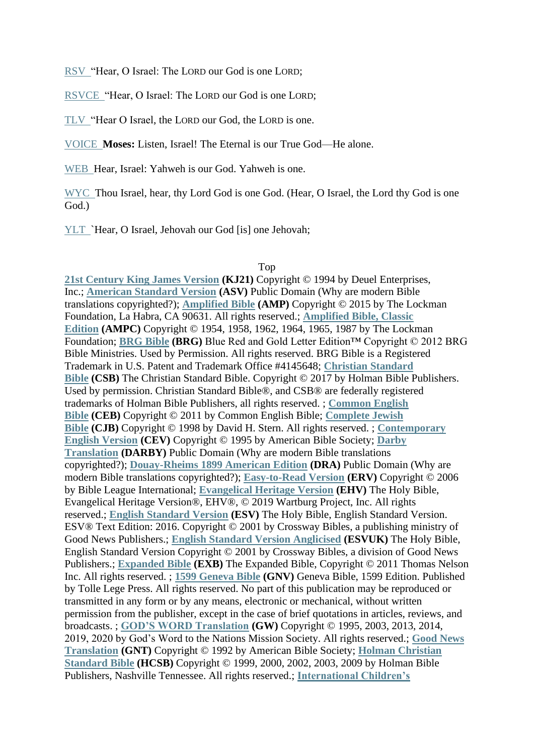RSV “Hear, O Israel: The LORD our God is one LORD;

RSVCE “Hear, O Israel: The LORD our God is one LORD;

TLV “Hear O Israel, the LORD our God, the LORD is one.

VOICE **Moses:** Listen, Israel! The Eternal is our True God—He alone.

WEB Hear, Israel: Yahweh is our God. Yahweh is one.

WYC Thou Israel, hear, thy Lord God is one God. (Hear, O Israel, the Lord thy God is one God.)

YLT `Hear, O Israel, Jehovah our God [is] one Jehovah;

Top

**21st Century King James Version (KJ21)** Copyright © 1994 by Deuel Enterprises, Inc.; **American Standard Version (ASV)** Public Domain (Why are modern Bible translations copyrighted?); **Amplified Bible (AMP)** Copyright © 2015 by The Lockman Foundation, La Habra, CA 90631. All rights reserved.; **Amplified Bible, Classic Edition (AMPC)** Copyright © 1954, 1958, 1962, 1964, 1965, 1987 by The Lockman Foundation; **BRG Bible (BRG)** Blue Red and Gold Letter Edition™ Copyright © 2012 BRG Bible Ministries. Used by Permission. All rights reserved. BRG Bible is a Registered Trademark in U.S. Patent and Trademark Office #4145648; **Christian Standard Bible (CSB)** The Christian Standard Bible. Copyright © 2017 by Holman Bible Publishers. Used by permission. Christian Standard Bible®, and CSB® are federally registered trademarks of Holman Bible Publishers, all rights reserved. ; **Common English Bible (CEB)** Copyright © 2011 by Common English Bible; **Complete Jewish Bible (CJB)** Copyright © 1998 by David H. Stern. All rights reserved. ; **Contemporary English Version (CEV)** Copyright © 1995 by American Bible Society; **Darby Translation (DARBY)** Public Domain (Why are modern Bible translations copyrighted?); **Douay-Rheims 1899 American Edition (DRA)** Public Domain (Why are modern Bible translations copyrighted?); **Easy-to-Read Version (ERV)** Copyright © 2006 by Bible League International; **Evangelical Heritage Version (EHV)** The Holy Bible, Evangelical Heritage Version®, EHV®, © 2019 Wartburg Project, Inc. All rights reserved.; **English Standard Version (ESV)** The Holy Bible, English Standard Version. ESV® Text Edition: 2016. Copyright © 2001 by Crossway Bibles, a publishing ministry of Good News Publishers.; **English Standard Version Anglicised (ESVUK)** The Holy Bible, English Standard Version Copyright © 2001 by Crossway Bibles, a division of Good News Publishers.; **Expanded Bible (EXB)** The Expanded Bible, Copyright © 2011 Thomas Nelson Inc. All rights reserved. ; **1599 Geneva Bible (GNV)** Geneva Bible, 1599 Edition. Published by Tolle Lege Press. All rights reserved. No part of this publication may be reproduced or transmitted in any form or by any means, electronic or mechanical, without written permission from the publisher, except in the case of brief quotations in articles, reviews, and broadcasts. ; **GOD'S WORD Translation (GW)** Copyright © 1995, 2003, 2013, 2014, 2019, 2020 by God's Word to the Nations Mission Society. All rights reserved.; **Good News Translation (GNT)** Copyright © 1992 by American Bible Society; **Holman Christian Standard Bible (HCSB)** Copyright © 1999, 2000, 2002, 2003, 2009 by Holman Bible Publishers, Nashville Tennessee. All rights reserved.; **International Children's**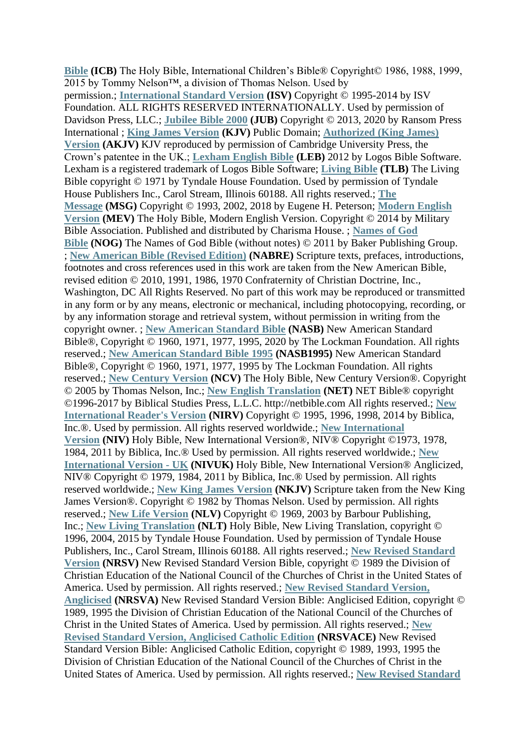**Bible (ICB)** The Holy Bible, International Children's Bible® Copyright© 1986, 1988, 1999, 2015 by Tommy Nelson™, a division of Thomas Nelson. Used by permission.; **International Standard Version (ISV)** Copyright © 1995-2014 by ISV Foundation. ALL RIGHTS RESERVED INTERNATIONALLY. Used by permission of Davidson Press, LLC.; **Jubilee Bible 2000 (JUB)** Copyright © 2013, 2020 by Ransom Press International ; **King James Version (KJV)** Public Domain; **Authorized (King James) Version (AKJV)** KJV reproduced by permission of Cambridge University Press, the Crown's patentee in the UK.; **Lexham English Bible (LEB)** 2012 by Logos Bible Software. Lexham is a registered trademark of Logos Bible Software; **Living Bible (TLB)** The Living Bible copyright © 1971 by Tyndale House Foundation. Used by permission of Tyndale House Publishers Inc., Carol Stream, Illinois 60188. All rights reserved.; **The Message (MSG)** Copyright © 1993, 2002, 2018 by Eugene H. Peterson; **Modern English Version (MEV)** The Holy Bible, Modern English Version. Copyright © 2014 by Military Bible Association. Published and distributed by Charisma House. ; **Names of God Bible (NOG)** The Names of God Bible (without notes) © 2011 by Baker Publishing Group. ; **New American Bible (Revised Edition) (NABRE)** Scripture texts, prefaces, introductions, footnotes and cross references used in this work are taken from the New American Bible, revised edition © 2010, 1991, 1986, 1970 Confraternity of Christian Doctrine, Inc., Washington, DC All Rights Reserved. No part of this work may be reproduced or transmitted in any form or by any means, electronic or mechanical, including photocopying, recording, or by any information storage and retrieval system, without permission in writing from the copyright owner. ; **New American Standard Bible (NASB)** New American Standard Bible®, Copyright © 1960, 1971, 1977, 1995, 2020 by The Lockman Foundation. All rights reserved.; **New American Standard Bible 1995 (NASB1995)** New American Standard Bible®, Copyright © 1960, 1971, 1977, 1995 by The Lockman Foundation. All rights reserved.; **New Century Version (NCV)** The Holy Bible, New Century Version®. Copyright © 2005 by Thomas Nelson, Inc.; **New English Translation (NET)** NET Bible® copyright ©1996-2017 by Biblical Studies Press, L.L.C. http://netbible.com All rights reserved.; **New International Reader's Version (NIRV)** Copyright © 1995, 1996, 1998, 2014 by Biblica, Inc.®. Used by permission. All rights reserved worldwide.; **New International Version (NIV)** Holy Bible, New International Version®, NIV® Copyright ©1973, 1978, 1984, 2011 by Biblica, Inc.® Used by permission. All rights reserved worldwide.; **New International Version - UK (NIVUK)** Holy Bible, New International Version® Anglicized, NIV® Copyright © 1979, 1984, 2011 by Biblica, Inc.® Used by permission. All rights reserved worldwide.; **New King James Version (NKJV)** Scripture taken from the New King James Version®. Copyright © 1982 by Thomas Nelson. Used by permission. All rights reserved.; **New Life Version (NLV)** Copyright © 1969, 2003 by Barbour Publishing, Inc.; **New Living Translation (NLT)** Holy Bible, New Living Translation, copyright © 1996, 2004, 2015 by Tyndale House Foundation. Used by permission of Tyndale House Publishers, Inc., Carol Stream, Illinois 60188. All rights reserved.; **New Revised Standard Version (NRSV)** New Revised Standard Version Bible, copyright © 1989 the Division of Christian Education of the National Council of the Churches of Christ in the United States of America. Used by permission. All rights reserved.; **New Revised Standard Version, Anglicised (NRSVA)** New Revised Standard Version Bible: Anglicised Edition, copyright © 1989, 1995 the Division of Christian Education of the National Council of the Churches of Christ in the United States of America. Used by permission. All rights reserved.; **New Revised Standard Version, Anglicised Catholic Edition (NRSVACE)** New Revised Standard Version Bible: Anglicised Catholic Edition, copyright © 1989, 1993, 1995 the Division of Christian Education of the National Council of the Churches of Christ in the United States of America. Used by permission. All rights reserved.; **New Revised Standard**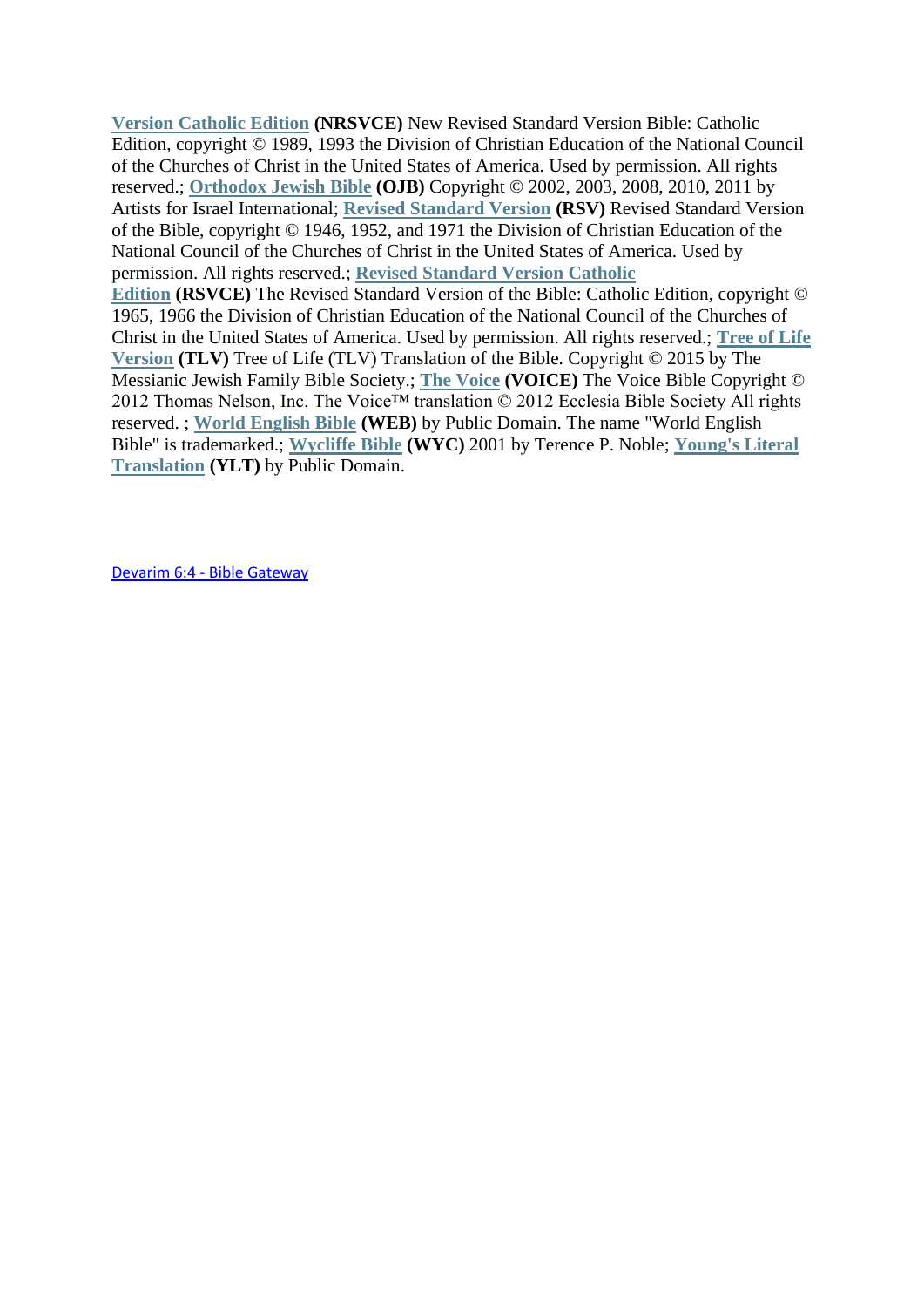**Version Catholic Edition** **(NRSVCE)** New Revised Standard Version Bible: Catholic Edition, copyright © 1989, 1993 the Division of Christian Education of the National Council of the Churches of Christ in the United States of America. Used by permission. All rights reserved.; **Orthodox Jewish Bible** **(OJB)** Copyright © 2002, 2003, 2008, 2010, 2011 by Artists for Israel International; **Revised Standard Version** **(RSV)** Revised Standard Version of the Bible, copyright © 1946, 1952, and 1971 the Division of Christian Education of the National Council of the Churches of Christ in the United States of America. Used by permission. All rights reserved.; **Revised Standard Version Catholic Edition** **(RSVCE)** The Revised Standard Version of the Bible: Catholic Edition, copyright © 1965, 1966 the Division of Christian Education of the National Council of the Churches of Christ in the United States of America. Used by permission. All rights reserved.; **Tree of Life Version** **(TLV)** Tree of Life (TLV) Translation of the Bible. Copyright © 2015 by The Messianic Jewish Family Bible Society.; **The Voice** **(VOICE)** The Voice Bible Copyright © 2012 Thomas Nelson, Inc. The Voice™ translation © 2012 Ecclesia Bible Society All rights reserved. ; **World English Bible** **(WEB)** by Public Domain. The name "World English Bible" is trademarked.; **Wycliffe Bible** **(WYC)** 2001 by Terence P. Noble; **Young's Literal Translation** **(YLT)** by Public Domain.

Devarim 6:4 - Bible Gateway